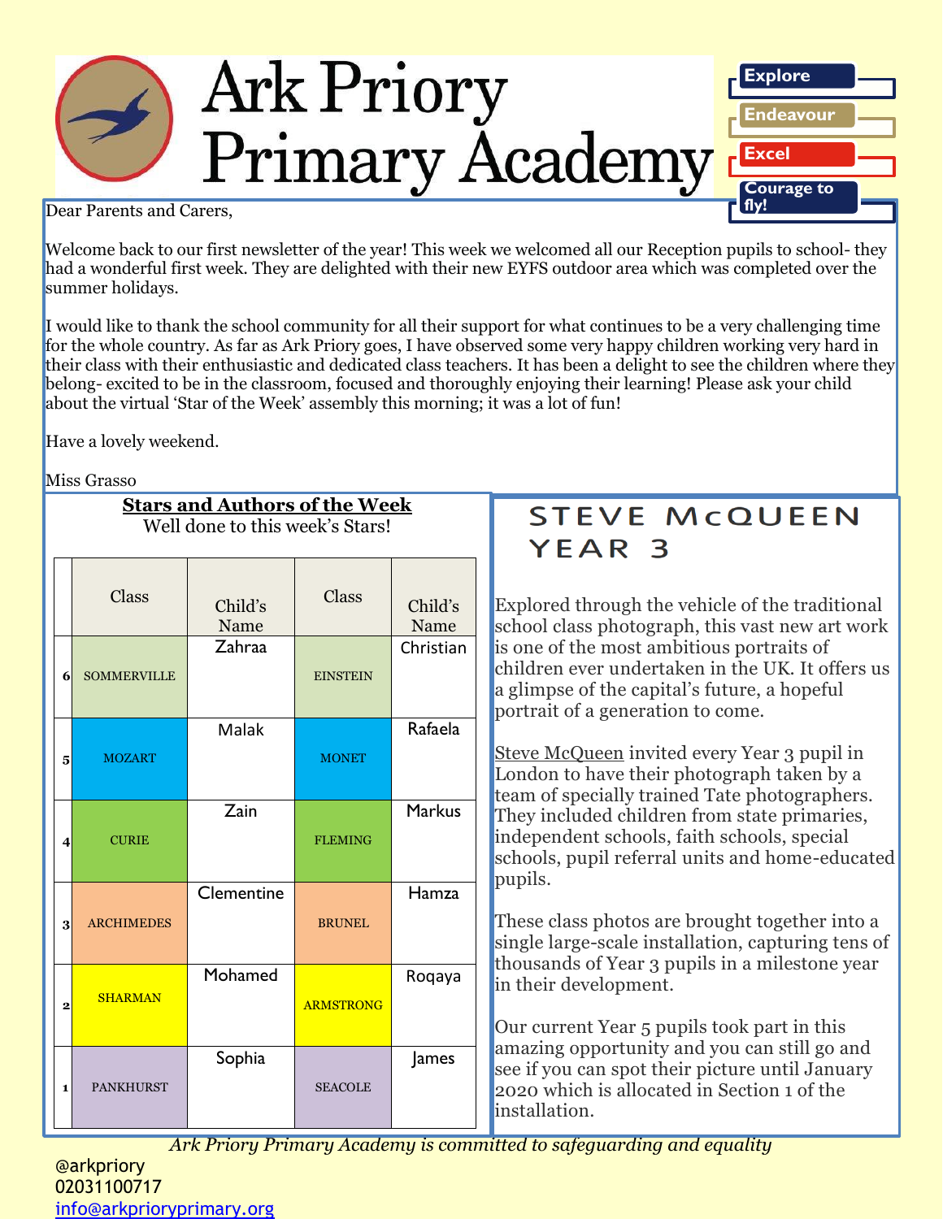# Ark Priory Primary Academy

Explore
Endeavour
Excel
Courage to fly!

Dear Parents and Carers,

Welcome back to our first newsletter of the year! This week we welcomed all our Reception pupils to school- they had a wonderful first week. They are delighted with their new EYFS outdoor area which was completed over the summer holidays.

I would like to thank the school community for all their support for what continues to be a very challenging time for the whole country. As far as Ark Priory goes, I have observed some very happy children working very hard in their class with their enthusiastic and dedicated class teachers. It has been a delight to see the children where they belong- excited to be in the classroom, focused and thoroughly enjoying their learning! Please ask your child about the virtual 'Star of the Week' assembly this morning; it was a lot of fun!

Have a lovely weekend.

Miss Grasso

## Stars and Authors of the Week

Well done to this week's Stars!

| | Class | Child's Name | Class | Child's Name |
|---|---|---|---|---|
| 6 | SOMMERVILLE | Zahraa | EINSTEIN | Christian |
| 5 | MOZART | Malak | MONET | Rafaela |
| 4 | CURIE | Zain | FLEMING | Markus |
| 3 | ARCHIMEDES | Clementine | BRUNEL | Hamza |
| 2 | SHARMAN | Mohamed | ARMSTRONG | Roqaya |
| 1 | PANKHURST | Sophia | SEACOLE | James |

## STEVE McQUEEN YEAR 3

Explored through the vehicle of the traditional school class photograph, this vast new art work is one of the most ambitious portraits of children ever undertaken in the UK. It offers us a glimpse of the capital's future, a hopeful portrait of a generation to come.

Steve McQueen invited every Year 3 pupil in London to have their photograph taken by a team of specially trained Tate photographers. They included children from state primaries, independent schools, faith schools, special schools, pupil referral units and home-educated pupils.

These class photos are brought together into a single large-scale installation, capturing tens of thousands of Year 3 pupils in a milestone year in their development.

Our current Year 5 pupils took part in this amazing opportunity and you can still go and see if you can spot their picture until January 2020 which is allocated in Section 1 of the installation.

*Ark Priory Primary Academy is committed to safeguarding and equality*

@arkpriory
02031100717
info@arkprioryprimary.org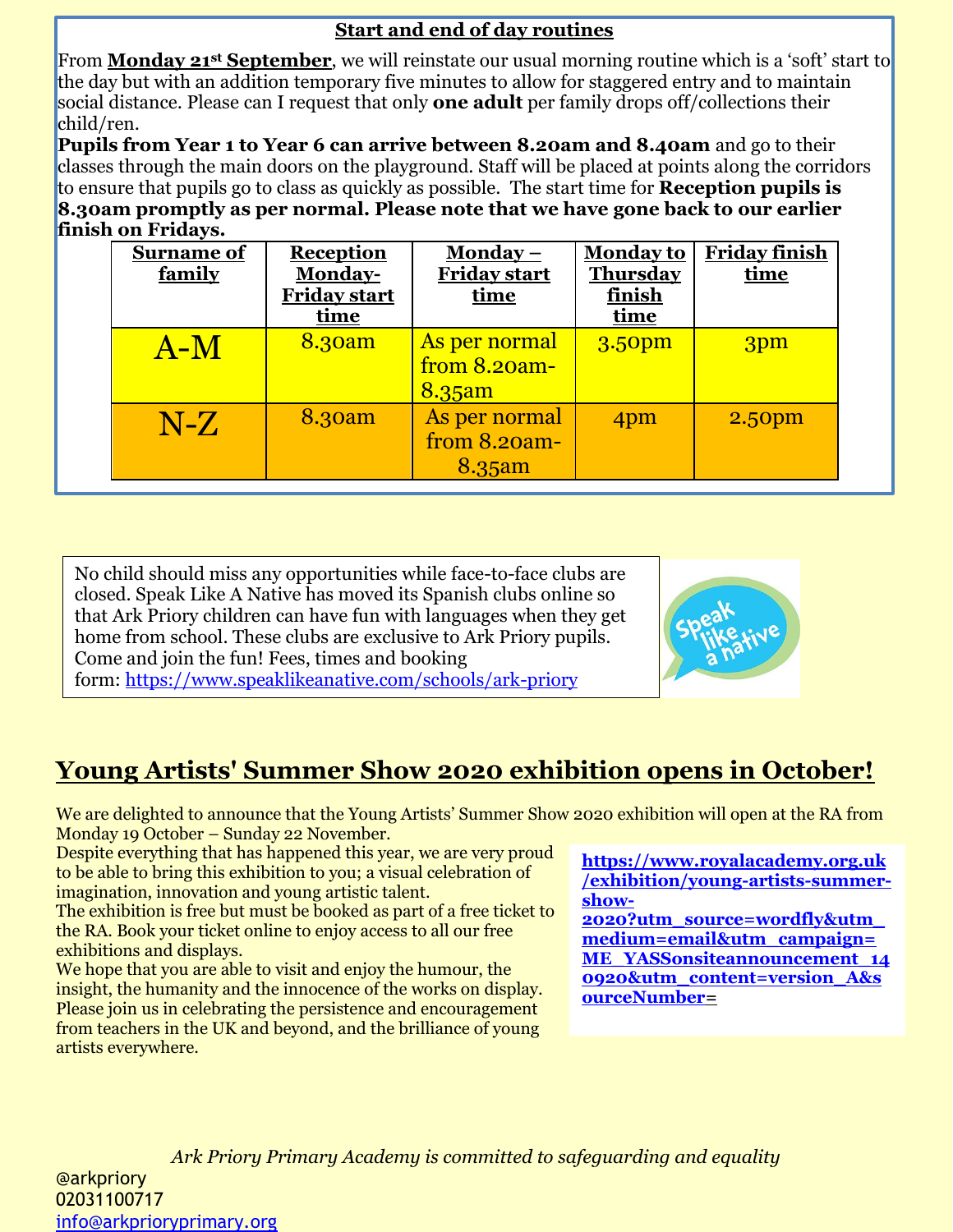## Start and end of day routines

From **Monday 21st September**, we will reinstate our usual morning routine which is a 'soft' start to the day but with an addition temporary five minutes to allow for staggered entry and to maintain social distance. Please can I request that only **one adult** per family drops off/collections their child/ren.

**Pupils from Year 1 to Year 6 can arrive between 8.20am and 8.40am** and go to their classes through the main doors on the playground. Staff will be placed at points along the corridors to ensure that pupils go to class as quickly as possible. The start time for **Reception pupils is 8.30am promptly as per normal. Please note that we have gone back to our earlier finish on Fridays.**

| Surname of family | Reception Monday-Friday start time | Monday – Friday start time | Monday to Thursday finish time | Friday finish time |
|---|---|---|---|---|
| A-M | 8.30am | As per normal from 8.20am-8.35am | 3.50pm | 3pm |
| N-Z | 8.30am | As per normal from 8.20am-8.35am | 4pm | 2.50pm |

No child should miss any opportunities while face-to-face clubs are closed. Speak Like A Native has moved its Spanish clubs online so that Ark Priory children can have fun with languages when they get home from school. These clubs are exclusive to Ark Priory pupils. Come and join the fun! Fees, times and booking form: https://www.speaklikeanative.com/schools/ark-priory

## Young Artists' Summer Show 2020 exhibition opens in October!

We are delighted to announce that the Young Artists' Summer Show 2020 exhibition will open at the RA from Monday 19 October – Sunday 22 November.

Despite everything that has happened this year, we are very proud to be able to bring this exhibition to you; a visual celebration of imagination, innovation and young artistic talent.

The exhibition is free but must be booked as part of a free ticket to the RA. Book your ticket online to enjoy access to all our free exhibitions and displays.

We hope that you are able to visit and enjoy the humour, the insight, the humanity and the innocence of the works on display. Please join us in celebrating the persistence and encouragement from teachers in the UK and beyond, and the brilliance of young artists everywhere.

**https://www.royalacademy.org.uk/exhibition/young-artists-summer-show-2020?utm_source=wordfly&utm_medium=email&utm_campaign=ME_YASSonsiteannouncement_140920&utm_content=version_A&sourceNumber=**

*Ark Priory Primary Academy is committed to safeguarding and equality*

@arkpriory
02031100717
info@arkprioryprimary.org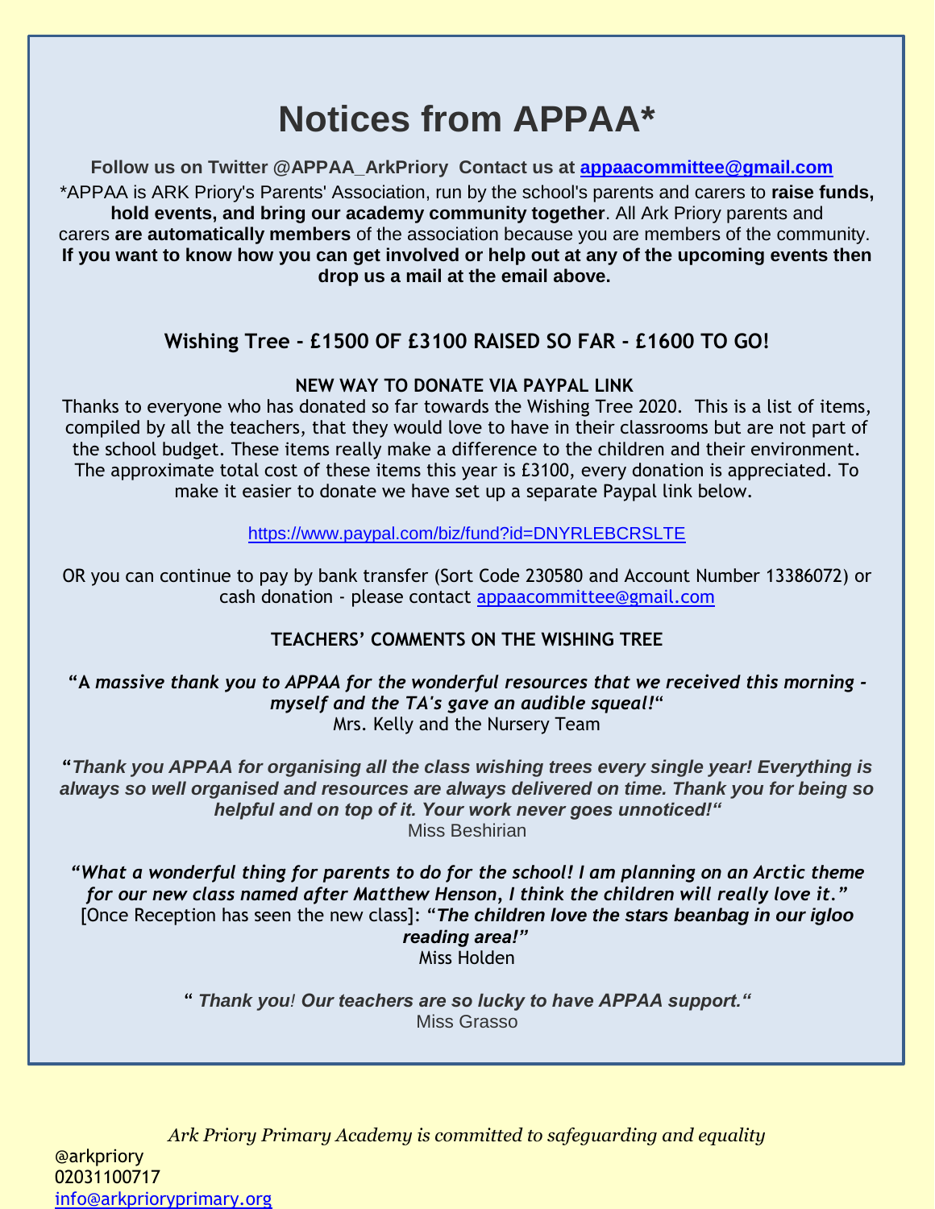# Notices from APPAA*

**Follow us on Twitter @APPAA_ArkPriory  Contact us at [appaacommittee@gmail.com](mailto:appaacommittee@gmail.com)**

*APPAA is ARK Priory's Parents' Association, run by the school's parents and carers to **raise funds, hold events, and bring our academy community together**. All Ark Priory parents and carers **are automatically members** of the association because you are members of the community. **If you want to know how you can get involved or help out at any of the upcoming events then drop us a mail at the email above.**

## Wishing Tree - £1500 OF £3100 RAISED SO FAR - £1600 TO GO!

**NEW WAY TO DONATE VIA PAYPAL LINK**

Thanks to everyone who has donated so far towards the Wishing Tree 2020. This is a list of items, compiled by all the teachers, that they would love to have in their classrooms but are not part of the school budget. These items really make a difference to the children and their environment. The approximate total cost of these items this year is £3100, every donation is appreciated. To make it easier to donate we have set up a separate Paypal link below.

https://www.paypal.com/biz/fund?id=DNYRLEBCRSLTE

OR you can continue to pay by bank transfer (Sort Code 230580 and Account Number 13386072) or cash donation - please contact [appaacommittee@gmail.com](mailto:appaacommittee@gmail.com)

**TEACHERS' COMMENTS ON THE WISHING TREE**

***"A massive thank you to APPAA for the wonderful resources that we received this morning - myself and the TA's gave an audible squeal!"***
Mrs. Kelly and the Nursery Team

***"Thank you APPAA for organising all the class wishing trees every single year! Everything is always so well organised and resources are always delivered on time. Thank you for being so helpful and on top of it. Your work never goes unnoticed!"***
Miss Beshirian

***"What a wonderful thing for parents to do for the school! I am planning on an Arctic theme for our new class named after Matthew Henson, I think the children will really love it."***
[Once Reception has seen the new class]: ***"The children love the stars beanbag in our igloo reading area!"***
Miss Holden

***" Thank you! Our teachers are so lucky to have APPAA support."***
Miss Grasso

*Ark Priory Primary Academy is committed to safeguarding and equality*

@arkpriory
02031100717
[info@arkprioryprimary.org](mailto:info@arkprioryprimary.org)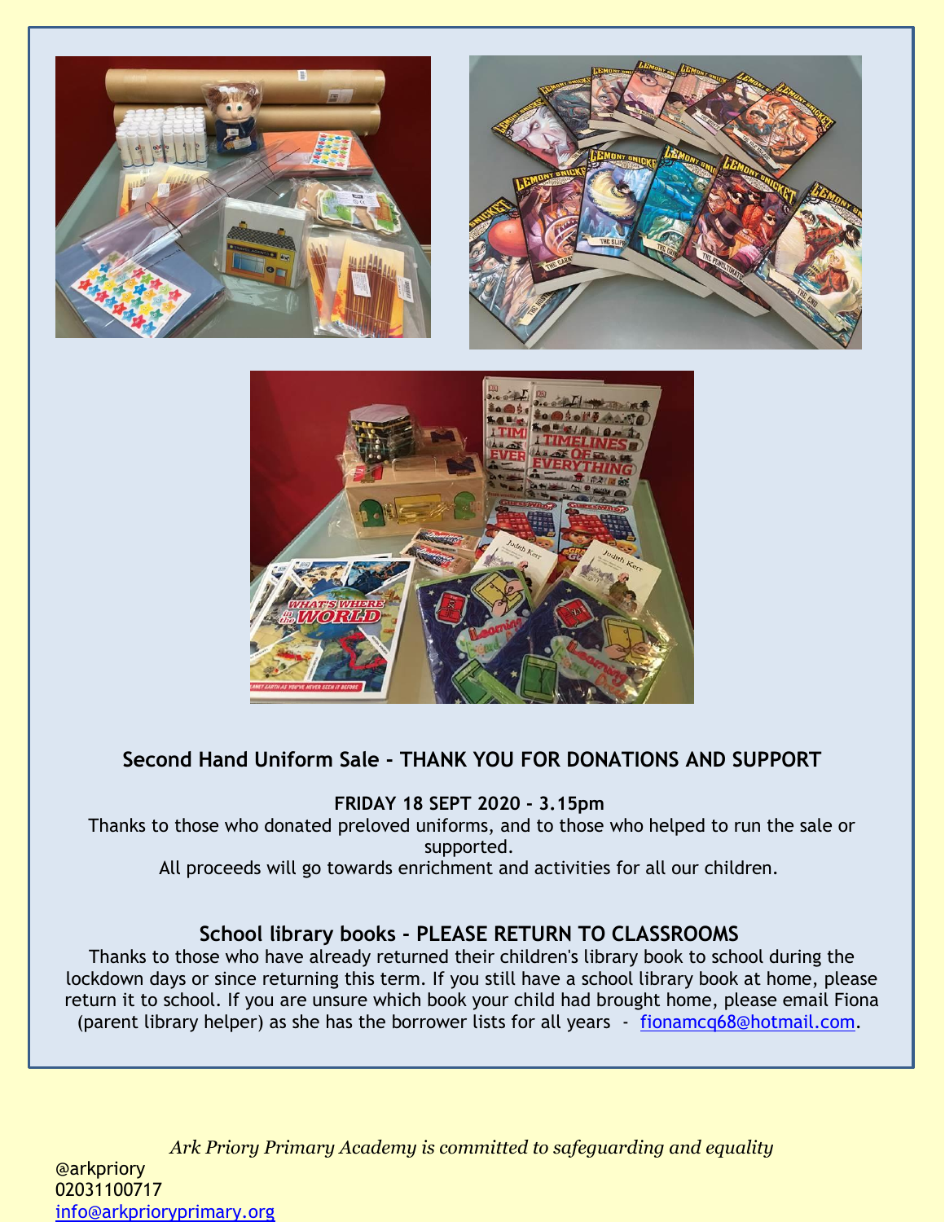## Second Hand Uniform Sale - THANK YOU FOR DONATIONS AND SUPPORT

**FRIDAY 18 SEPT 2020 - 3.15pm**

Thanks to those who donated preloved uniforms, and to those who helped to run the sale or supported.

All proceeds will go towards enrichment and activities for all our children.

## School library books - PLEASE RETURN TO CLASSROOMS

Thanks to those who have already returned their children's library book to school during the lockdown days or since returning this term. If you still have a school library book at home, please return it to school. If you are unsure which book your child had brought home, please email Fiona (parent library helper) as she has the borrower lists for all years - fionamcq68@hotmail.com.

*Ark Priory Primary Academy is committed to safeguarding and equality*

@arkpriory
02031100717
info@arkprioryprimary.org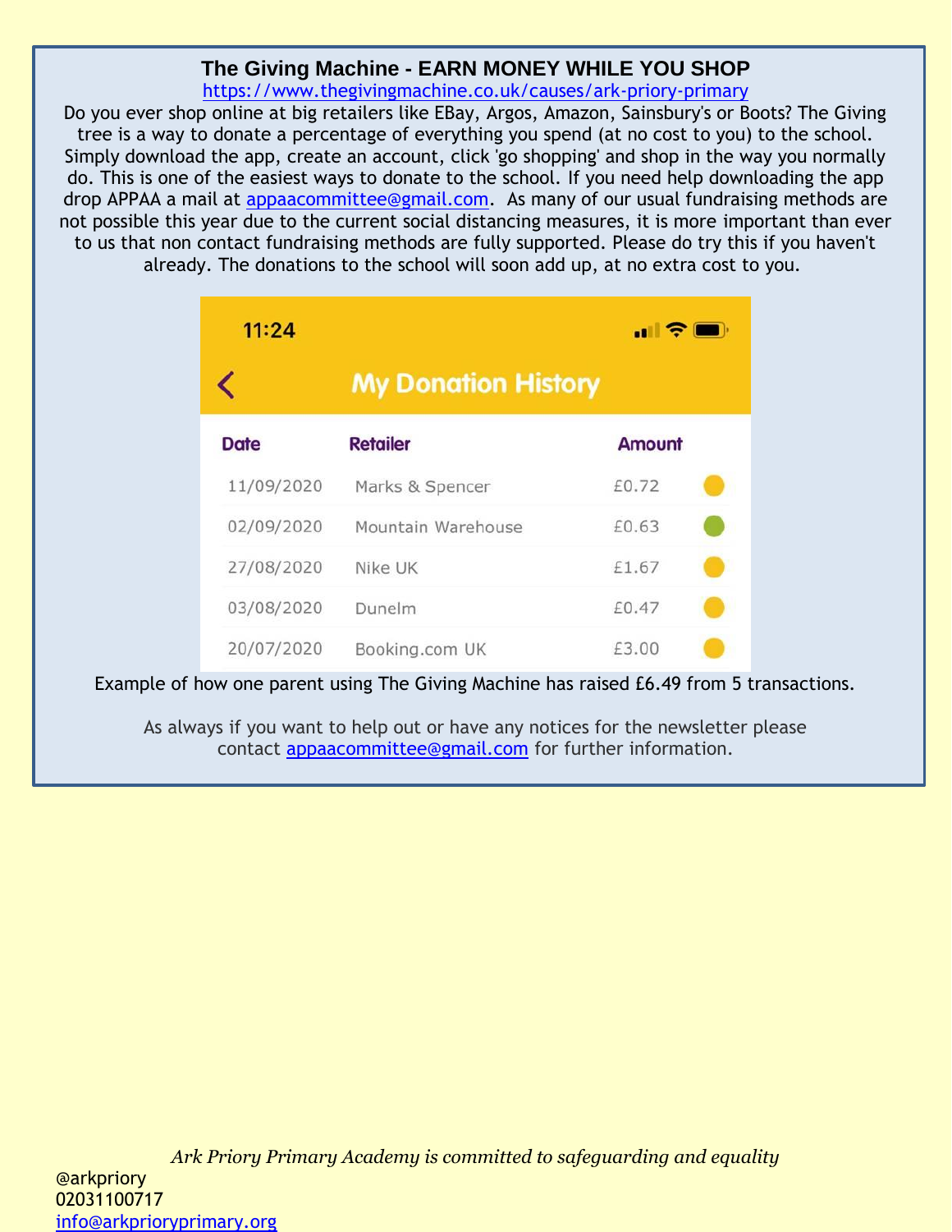## The Giving Machine - EARN MONEY WHILE YOU SHOP

https://www.thegivingmachine.co.uk/causes/ark-priory-primary

Do you ever shop online at big retailers like EBay, Argos, Amazon, Sainsbury's or Boots? The Giving tree is a way to donate a percentage of everything you spend (at no cost to you) to the school. Simply download the app, create an account, click 'go shopping' and shop in the way you normally do. This is one of the easiest ways to donate to the school. If you need help downloading the app drop APPAA a mail at appaacommittee@gmail.com. As many of our usual fundraising methods are not possible this year due to the current social distancing measures, it is more important than ever to us that non contact fundraising methods are fully supported. Please do try this if you haven't already. The donations to the school will soon add up, at no extra cost to you.

11:24

My Donation History

| Date | Retailer | Amount |
| --- | --- | --- |
| 11/09/2020 | Marks & Spencer | £0.72 |
| 02/09/2020 | Mountain Warehouse | £0.63 |
| 27/08/2020 | Nike UK | £1.67 |
| 03/08/2020 | Dunelm | £0.47 |
| 20/07/2020 | Booking.com UK | £3.00 |

Example of how one parent using The Giving Machine has raised £6.49 from 5 transactions.

As always if you want to help out or have any notices for the newsletter please contact appaacommittee@gmail.com for further information.

*Ark Priory Primary Academy is committed to safeguarding and equality*

@arkpriory
02031100717
info@arkprioryprimary.org